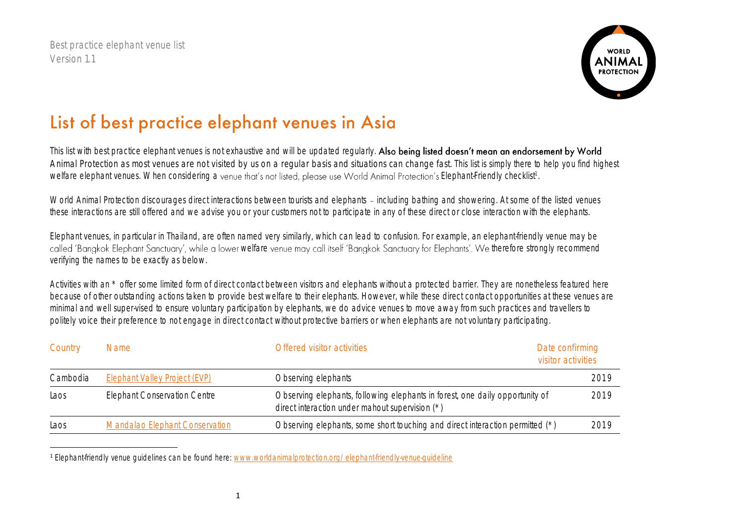Best practice elephant venue list
Version 1.1

# List of best practice elephant venues in Asia

This list with best practice elephant venues is not exhaustive and will be updated regularly. **Also being listed doesn't mean an endorsement by World Animal Protection** as most venues are not visited by us on a regular basis and situations can change fast. This list is simply there to help you find highest welfare elephant venues. When considering a venue that's not listed, please use World Animal Protection's Elephant-Friendly checklist[1].

World Animal Protection discourages direct interactions between tourists and elephants – including bathing and showering. At some of the listed venues these interactions are still offered and we advise you or your customers not to participate in any of these direct or close interaction with the elephants.

Elephant venues, in particular in Thailand, are often named very similarly, which can lead to confusion. For example, an elephant-friendly venue may be called 'Bangkok Elephant Sanctuary', while a lower welfare venue may call itself 'Bangkok Sanctuary for Elephants'. We therefore strongly recommend verifying the names to be exactly as below.

Activities with an * offer some limited form of direct contact between visitors and elephants without a protected barrier. They are nonetheless featured here because of other outstanding actions taken to provide best welfare to their elephants. However, while these direct contact opportunities at these venues are minimal and well super-vised to ensure voluntary participation by elephants, we do advice venues to move away from such practices and travellers to politely voice their preference to not engage in direct contact without protective barriers or when elephants are not voluntary participating.

| Country | Name | Offered visitor activities | Date confirming visitor activities |
|---|---|---|---|
| Cambodia | Elephant Valley Project (EVP) | Observing elephants | 2019 |
| Laos | Elephant Conservation Centre | Observing elephants, following elephants in forest, one daily opportunity of direct interaction under mahout supervision (*) | 2019 |
| Laos | Mandalao Elephant Conservation | Observing elephants, some short touching and direct interaction permitted (*) | 2019 |

[1] Elephant-friendly venue guidelines can be found here: www.worldanimalprotection.org/elephant-friendly-venue-guideline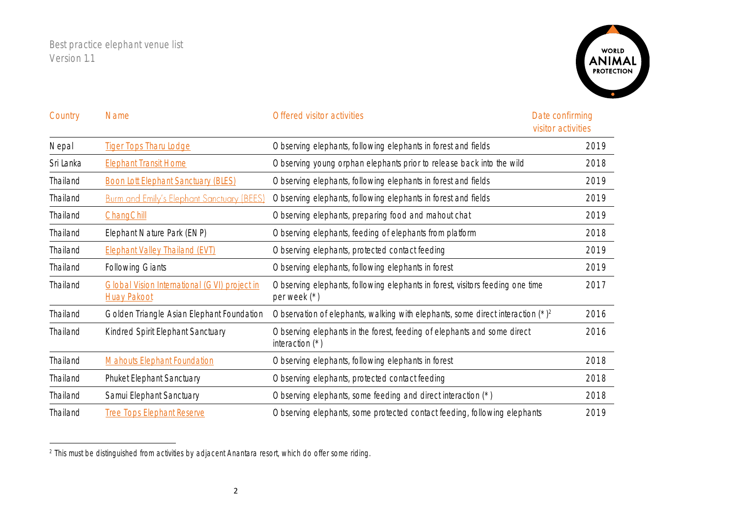Best practice elephant venue list
Version 1.1

| Country | Name | Offered visitor activities | Date confirming visitor activities |
|---|---|---|---|
| Nepal | Tiger Tops Tharu Lodge | Observing elephants, following elephants in forest and fields | 2019 |
| Sri Lanka | Elephant Transit Home | Observing young orphan elephants prior to release back into the wild | 2018 |
| Thailand | Boon Lott Elephant Sanctuary (BLES) | Observing elephants, following elephants in forest and fields | 2019 |
| Thailand | Burm and Emily's Elephant Sanctuary (BEES) | Observing elephants, following elephants in forest and fields | 2019 |
| Thailand | ChangChill | Observing elephants, preparing food and mahout chat | 2019 |
| Thailand | Elephant Nature Park (ENP) | Observing elephants, feeding of elephants from platform | 2018 |
| Thailand | Elephant Valley Thailand (EVT) | Observing elephants, protected contact feeding | 2019 |
| Thailand | Following Giants | Observing elephants, following elephants in forest | 2019 |
| Thailand | Global Vision International (GVI) project in Huay Pakoot | Observing elephants, following elephants in forest, visitors feeding one time per week (*) | 2017 |
| Thailand | Golden Triangle Asian Elephant Foundation | Observation of elephants, walking with elephants, some direct interaction (*)[2] | 2016 |
| Thailand | Kindred Spirit Elephant Sanctuary | Observing elephants in the forest, feeding of elephants and some direct interaction (*) | 2016 |
| Thailand | Mahouts Elephant Foundation | Observing elephants, following elephants in forest | 2018 |
| Thailand | Phuket Elephant Sanctuary | Observing elephants, protected contact feeding | 2018 |
| Thailand | Samui Elephant Sanctuary | Observing elephants, some feeding and direct interaction (*) | 2018 |
| Thailand | Tree Tops Elephant Reserve | Observing elephants, some protected contact feeding, following elephants | 2019 |

[2] This must be distinguished from activities by adjacent Anantara resort, which do offer some riding.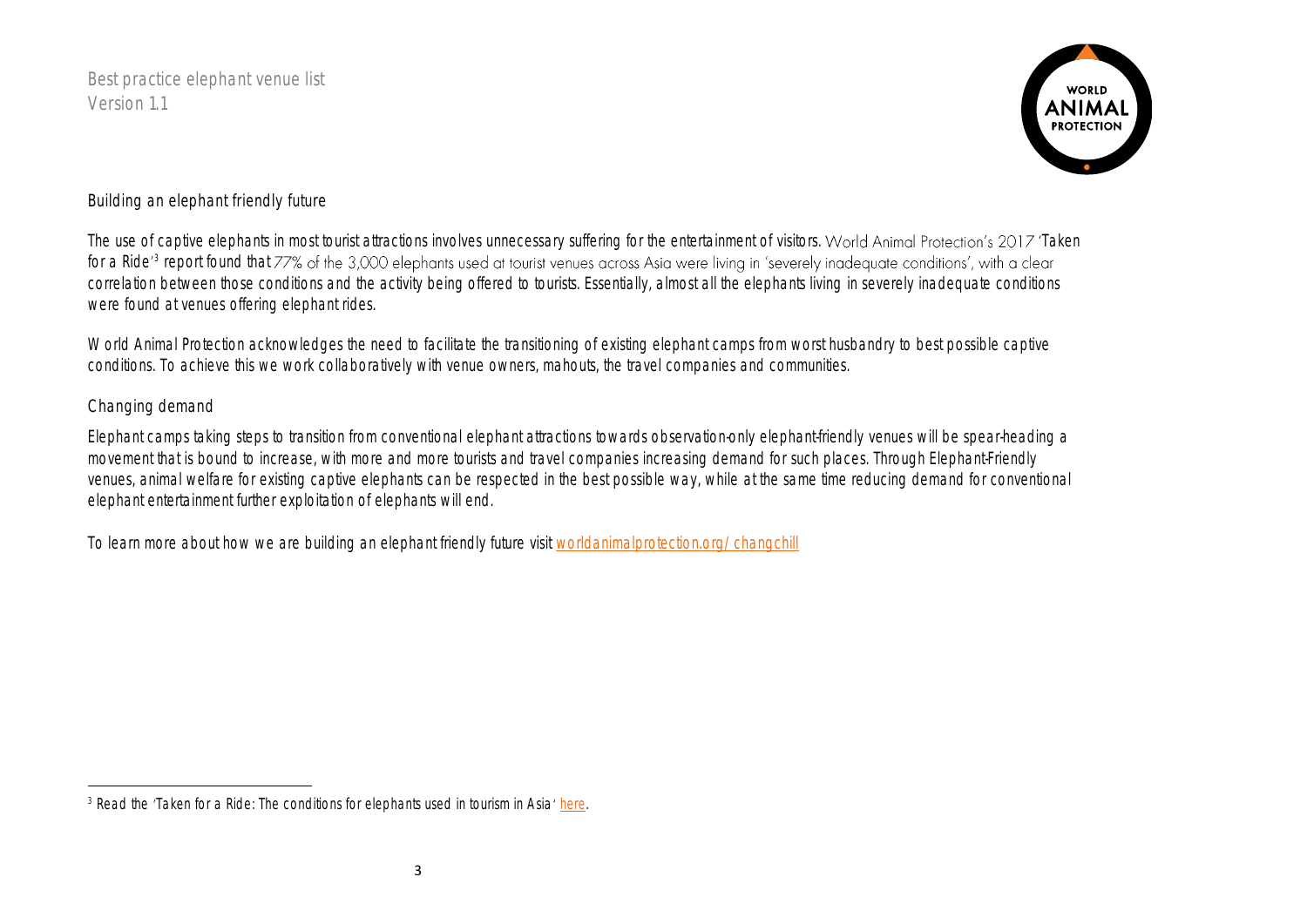## Building an elephant friendly future

The use of captive elephants in most tourist attractions involves unnecessary suffering for the entertainment of visitors. World Animal Protection's 2017 'Taken for a Ride'[3] report found that 77% of the 3,000 elephants used at tourist venues across Asia were living in 'severely inadequate conditions', with a clear correlation between those conditions and the activity being offered to tourists. Essentially, almost all the elephants living in severely inadequate conditions were found at venues offering elephant rides.

World Animal Protection acknowledges the need to facilitate the transitioning of existing elephant camps from worst husbandry to best possible captive conditions. To achieve this we work collaboratively with venue owners, mahouts, the travel companies and communities.

## Changing demand

Elephant camps taking steps to transition from conventional elephant attractions towards observation-only elephant-friendly venues will be spear-heading a movement that is bound to increase, with more and more tourists and travel companies increasing demand for such places. Through Elephant-Friendly venues, animal welfare for existing captive elephants can be respected in the best possible way, while at the same time reducing demand for conventional elephant entertainment further exploitation of elephants will end.

To learn more about how we are building an elephant friendly future visit [worldanimalprotection.org/changchill](worldanimalprotection.org/changchill)

---

[3] Read the 'Taken for a Ride: The conditions for elephants used in tourism in Asia' here.